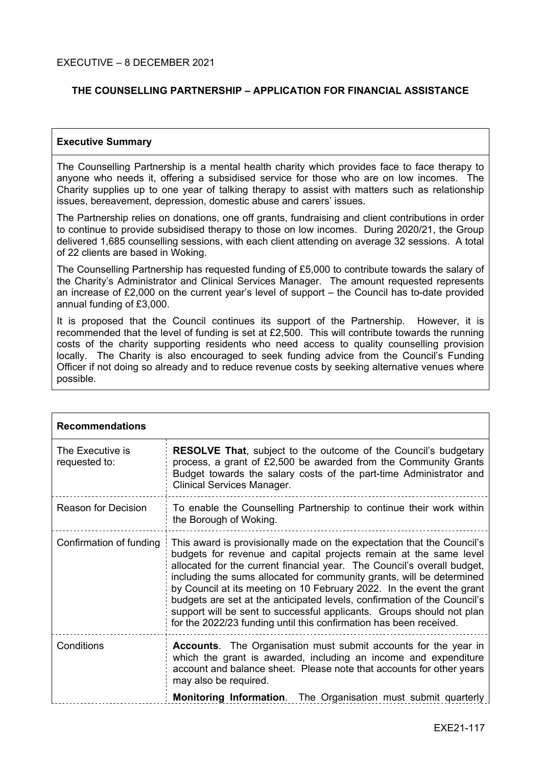EXECUTIVE – 8 DECEMBER 2021

# THE COUNSELLING PARTNERSHIP – APPLICATION FOR FINANCIAL ASSISTANCE

| **Executive Summary** |
| --- |
| The Counselling Partnership is a mental health charity which provides face to face therapy to anyone who needs it, offering a subsidised service for those who are on low incomes. The Charity supplies up to one year of talking therapy to assist with matters such as relationship issues, bereavement, depression, domestic abuse and carers' issues.<br><br>The Partnership relies on donations, one off grants, fundraising and client contributions in order to continue to provide subsidised therapy to those on low incomes. During 2020/21, the Group delivered 1,685 counselling sessions, with each client attending on average 32 sessions. A total of 22 clients are based in Woking.<br><br>The Counselling Partnership has requested funding of £5,000 to contribute towards the salary of the Charity's Administrator and Clinical Services Manager. The amount requested represents an increase of £2,000 on the current year's level of support – the Council has to-date provided annual funding of £3,000.<br><br>It is proposed that the Council continues its support of the Partnership. However, it is recommended that the level of funding is set at £2,500. This will contribute towards the running costs of the charity supporting residents who need access to quality counselling provision locally. The Charity is also encouraged to seek funding advice from the Council's Funding Officer if not doing so already and to reduce revenue costs by seeking alternative venues where possible. |

| **Recommendations** | |
| --- | --- |
| The Executive is requested to: | **RESOLVE That**, subject to the outcome of the Council's budgetary process, a grant of £2,500 be awarded from the Community Grants Budget towards the salary costs of the part-time Administrator and Clinical Services Manager. |
| Reason for Decision | To enable the Counselling Partnership to continue their work within the Borough of Woking. |
| Confirmation of funding | This award is provisionally made on the expectation that the Council's budgets for revenue and capital projects remain at the same level allocated for the current financial year. The Council's overall budget, including the sums allocated for community grants, will be determined by Council at its meeting on 10 February 2022. In the event the grant budgets are set at the anticipated levels, confirmation of the Council's support will be sent to successful applicants. Groups should not plan for the 2022/23 funding until this confirmation has been received. |
| Conditions | **Accounts**. The Organisation must submit accounts for the year in which the grant is awarded, including an income and expenditure account and balance sheet. Please note that accounts for other years may also be required.<br><br>**Monitoring Information**. The Organisation must submit quarterly |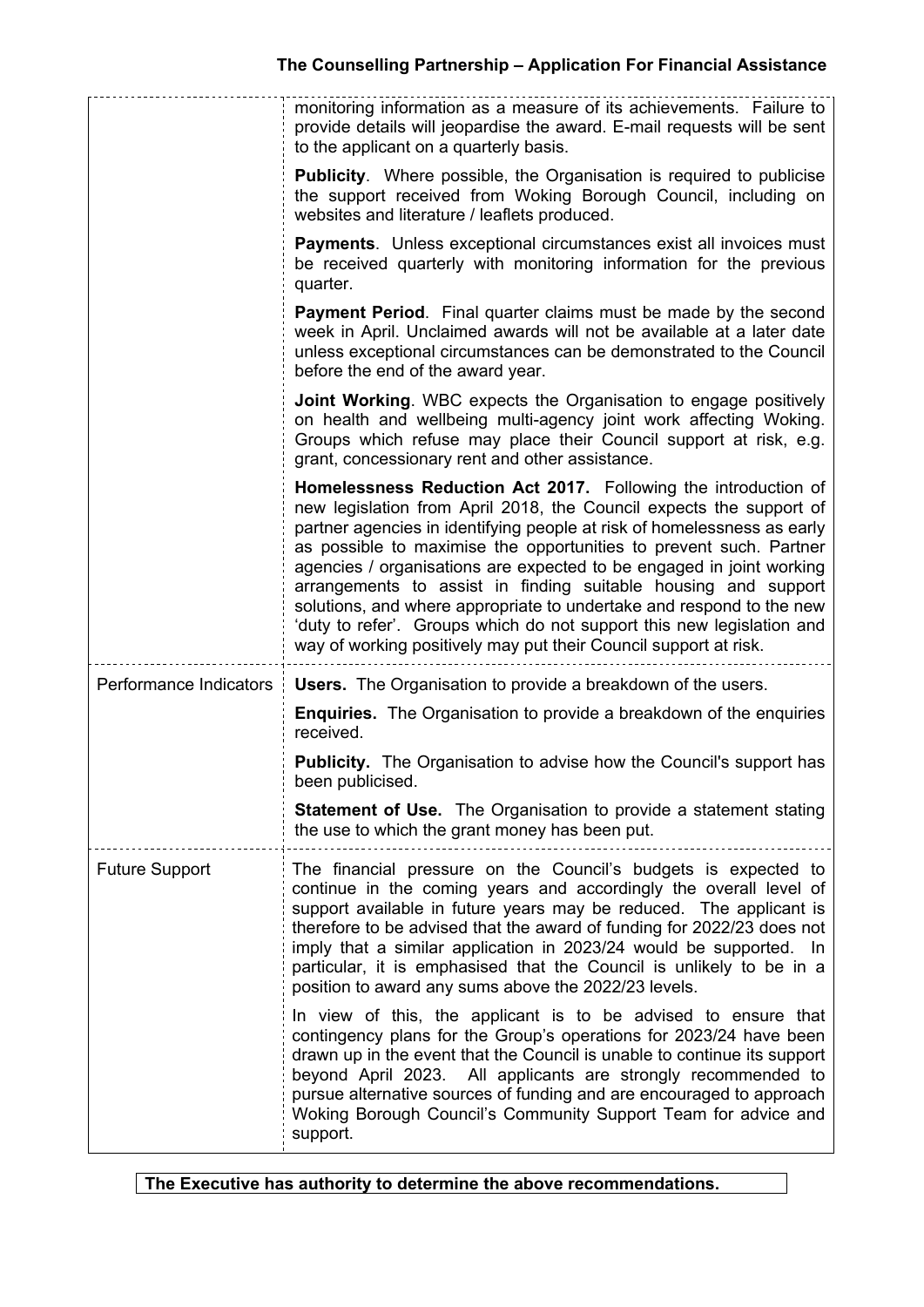| | |
|---|---|
| | monitoring information as a measure of its achievements. Failure to provide details will jeopardise the award. E-mail requests will be sent to the applicant on a quarterly basis.<br><br>**Publicity**. Where possible, the Organisation is required to publicise the support received from Woking Borough Council, including on websites and literature / leaflets produced.<br><br>**Payments**. Unless exceptional circumstances exist all invoices must be received quarterly with monitoring information for the previous quarter.<br><br>**Payment Period**. Final quarter claims must be made by the second week in April. Unclaimed awards will not be available at a later date unless exceptional circumstances can be demonstrated to the Council before the end of the award year.<br><br>**Joint Working**. WBC expects the Organisation to engage positively on health and wellbeing multi-agency joint work affecting Woking. Groups which refuse may place their Council support at risk, e.g. grant, concessionary rent and other assistance.<br><br>**Homelessness Reduction Act 2017.** Following the introduction of new legislation from April 2018, the Council expects the support of partner agencies in identifying people at risk of homelessness as early as possible to maximise the opportunities to prevent such. Partner agencies / organisations are expected to be engaged in joint working arrangements to assist in finding suitable housing and support solutions, and where appropriate to undertake and respond to the new 'duty to refer'. Groups which do not support this new legislation and way of working positively may put their Council support at risk. |
| Performance Indicators | **Users.** The Organisation to provide a breakdown of the users.<br><br>**Enquiries.** The Organisation to provide a breakdown of the enquiries received.<br><br>**Publicity.** The Organisation to advise how the Council's support has been publicised.<br><br>**Statement of Use.** The Organisation to provide a statement stating the use to which the grant money has been put. |
| Future Support | The financial pressure on the Council's budgets is expected to continue in the coming years and accordingly the overall level of support available in future years may be reduced. The applicant is therefore to be advised that the award of funding for 2022/23 does not imply that a similar application in 2023/24 would be supported. In particular, it is emphasised that the Council is unlikely to be in a position to award any sums above the 2022/23 levels.<br><br>In view of this, the applicant is to be advised to ensure that contingency plans for the Group's operations for 2023/24 have been drawn up in the event that the Council is unable to continue its support beyond April 2023. All applicants are strongly recommended to pursue alternative sources of funding and are encouraged to approach Woking Borough Council's Community Support Team for advice and support. |

**The Executive has authority to determine the above recommendations.**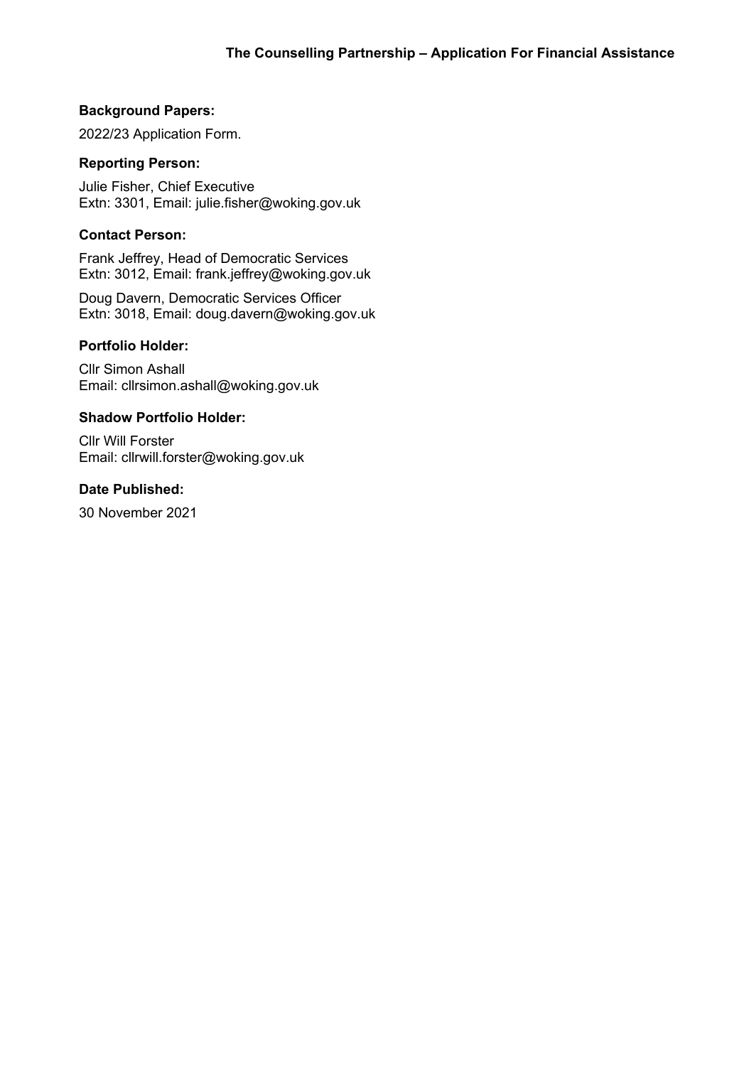**The Counselling Partnership – Application For Financial Assistance**

**Background Papers:**

2022/23 Application Form.

**Reporting Person:**

Julie Fisher, Chief Executive
Extn: 3301, Email: julie.fisher@woking.gov.uk

**Contact Person:**

Frank Jeffrey, Head of Democratic Services
Extn: 3012, Email: frank.jeffrey@woking.gov.uk

Doug Davern, Democratic Services Officer
Extn: 3018, Email: doug.davern@woking.gov.uk

**Portfolio Holder:**

Cllr Simon Ashall
Email: cllrsimon.ashall@woking.gov.uk

**Shadow Portfolio Holder:**

Cllr Will Forster
Email: cllrwill.forster@woking.gov.uk

**Date Published:**

30 November 2021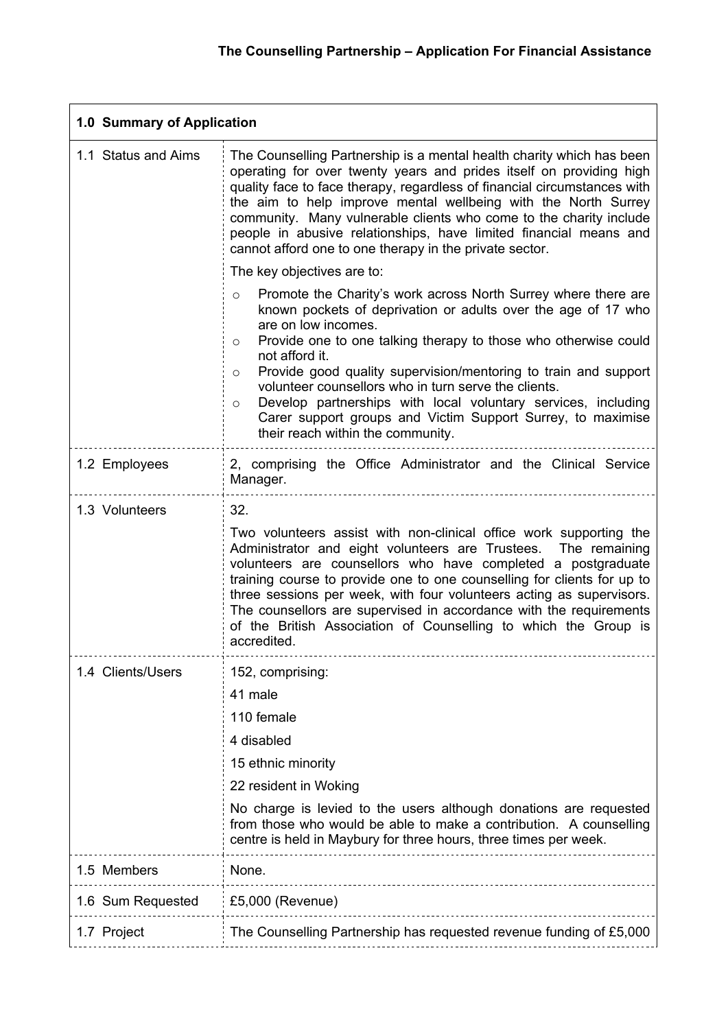## The Counselling Partnership – Application For Financial Assistance

| 1.0 Summary of Application | |
|---|---|
| 1.1 Status and Aims | The Counselling Partnership is a mental health charity which has been operating for over twenty years and prides itself on providing high quality face to face therapy, regardless of financial circumstances with the aim to help improve mental wellbeing with the North Surrey community. Many vulnerable clients who come to the charity include people in abusive relationships, have limited financial means and cannot afford one to one therapy in the private sector.<br><br>The key objectives are to:<br><br>o Promote the Charity's work across North Surrey where there are known pockets of deprivation or adults over the age of 17 who are on low incomes.<br>o Provide one to one talking therapy to those who otherwise could not afford it.<br>o Provide good quality supervision/mentoring to train and support volunteer counsellors who in turn serve the clients.<br>o Develop partnerships with local voluntary services, including Carer support groups and Victim Support Surrey, to maximise their reach within the community. |
| 1.2 Employees | 2, comprising the Office Administrator and the Clinical Service Manager. |
| 1.3 Volunteers | 32.<br><br>Two volunteers assist with non-clinical office work supporting the Administrator and eight volunteers are Trustees. The remaining volunteers are counsellors who have completed a postgraduate training course to provide one to one counselling for clients for up to three sessions per week, with four volunteers acting as supervisors. The counsellors are supervised in accordance with the requirements of the British Association of Counselling to which the Group is accredited. |
| 1.4 Clients/Users | 152, comprising:<br><br>41 male<br><br>110 female<br><br>4 disabled<br><br>15 ethnic minority<br><br>22 resident in Woking<br><br>No charge is levied to the users although donations are requested from those who would be able to make a contribution. A counselling centre is held in Maybury for three hours, three times per week. |
| 1.5 Members | None. |
| 1.6 Sum Requested | £5,000 (Revenue) |
| 1.7 Project | The Counselling Partnership has requested revenue funding of £5,000 |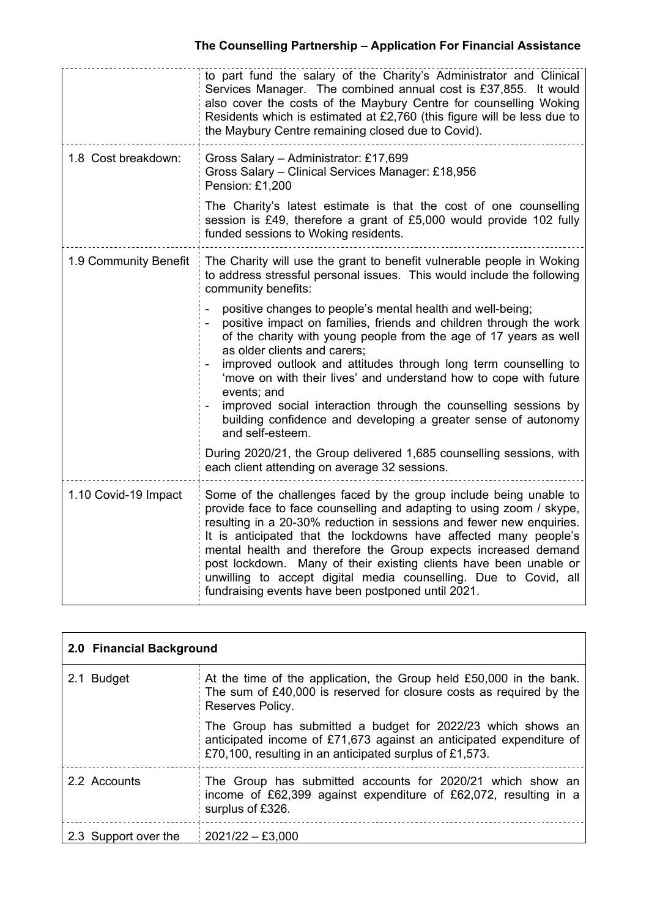| | |
|---|---|
| | to part fund the salary of the Charity's Administrator and Clinical Services Manager. The combined annual cost is £37,855. It would also cover the costs of the Maybury Centre for counselling Woking Residents which is estimated at £2,760 (this figure will be less due to the Maybury Centre remaining closed due to Covid). |
| 1.8 Cost breakdown: | Gross Salary – Administrator: £17,699<br>Gross Salary – Clinical Services Manager: £18,956<br>Pension: £1,200<br><br>The Charity's latest estimate is that the cost of one counselling session is £49, therefore a grant of £5,000 would provide 102 fully funded sessions to Woking residents. |
| 1.9 Community Benefit | The Charity will use the grant to benefit vulnerable people in Woking to address stressful personal issues. This would include the following community benefits:<br><br>- positive changes to people's mental health and well-being;<br>- positive impact on families, friends and children through the work of the charity with young people from the age of 17 years as well as older clients and carers;<br>- improved outlook and attitudes through long term counselling to 'move on with their lives' and understand how to cope with future events; and<br>- improved social interaction through the counselling sessions by building confidence and developing a greater sense of autonomy and self-esteem.<br><br>During 2020/21, the Group delivered 1,685 counselling sessions, with each client attending on average 32 sessions. |
| 1.10 Covid-19 Impact | Some of the challenges faced by the group include being unable to provide face to face counselling and adapting to using zoom / skype, resulting in a 20-30% reduction in sessions and fewer new enquiries. It is anticipated that the lockdowns have affected many people's mental health and therefore the Group expects increased demand post lockdown. Many of their existing clients have been unable or unwilling to accept digital media counselling. Due to Covid, all fundraising events have been postponed until 2021. |

| **2.0 Financial Background** | |
|---|---|
| 2.1 Budget | At the time of the application, the Group held £50,000 in the bank. The sum of £40,000 is reserved for closure costs as required by the Reserves Policy.<br><br>The Group has submitted a budget for 2022/23 which shows an anticipated income of £71,673 against an anticipated expenditure of £70,100, resulting in an anticipated surplus of £1,573. |
| 2.2 Accounts | The Group has submitted accounts for 2020/21 which show an income of £62,399 against expenditure of £62,072, resulting in a surplus of £326. |
| 2.3 Support over the | 2021/22 – £3,000 |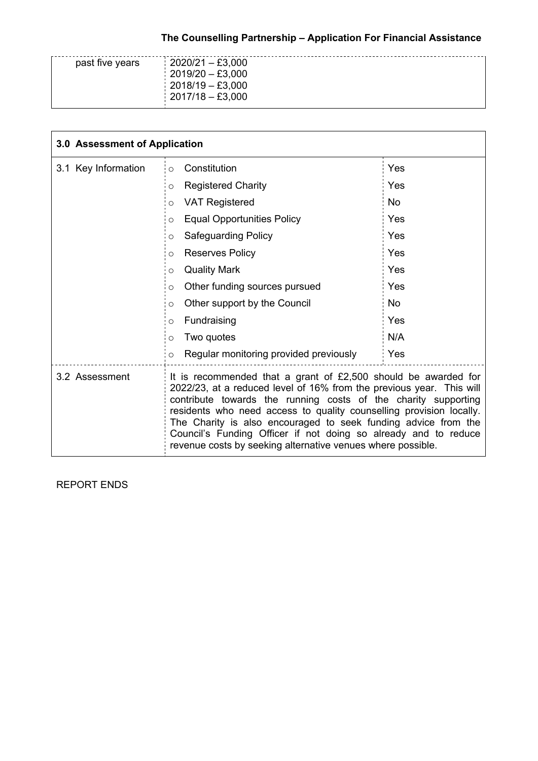| | |
|---|---|
| past five years | 2020/21 – £3,000<br>2019/20 – £3,000<br>2018/19 – £3,000<br>2017/18 – £3,000 |

| 3.0 Assessment of Application | | |
|---|---|---|
| 3.1 Key Information | ○ Constitution | Yes |
| | ○ Registered Charity | Yes |
| | ○ VAT Registered | No |
| | ○ Equal Opportunities Policy | Yes |
| | ○ Safeguarding Policy | Yes |
| | ○ Reserves Policy | Yes |
| | ○ Quality Mark | Yes |
| | ○ Other funding sources pursued | Yes |
| | ○ Other support by the Council | No |
| | ○ Fundraising | Yes |
| | ○ Two quotes | N/A |
| | ○ Regular monitoring provided previously | Yes |
| 3.2 Assessment | It is recommended that a grant of £2,500 should be awarded for 2022/23, at a reduced level of 16% from the previous year. This will contribute towards the running costs of the charity supporting residents who need access to quality counselling provision locally. The Charity is also encouraged to seek funding advice from the Council's Funding Officer if not doing so already and to reduce revenue costs by seeking alternative venues where possible. | |

REPORT ENDS